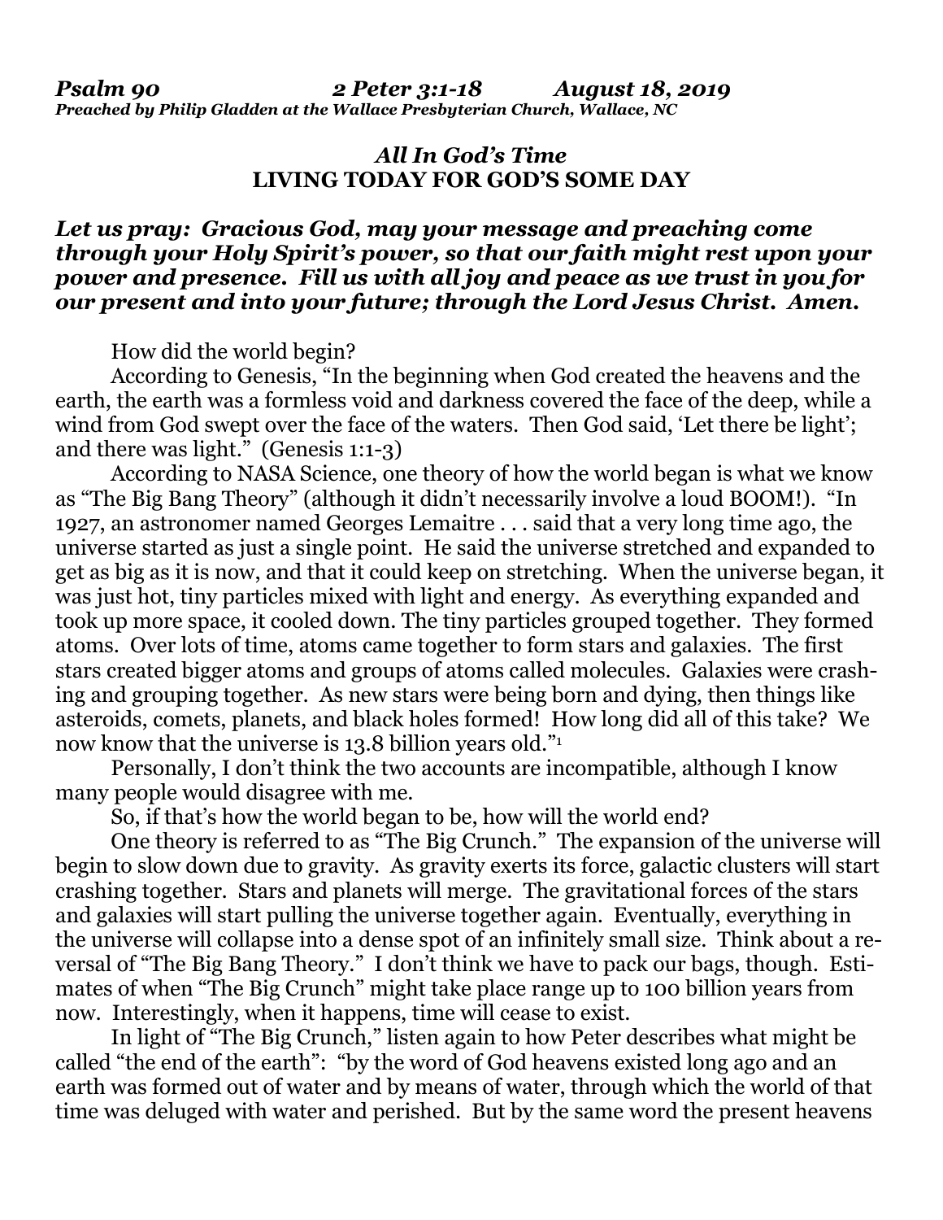*Psalm 90 2 Peter 3:1-18 August 18, 2019*
***Preached by Philip Gladden at the Wallace Presbyterian Church, Wallace, NC***

## *All In God's Time*
## LIVING TODAY FOR GOD'S SOME DAY

***Let us pray: Gracious God, may your message and preaching come through your Holy Spirit's power, so that our faith might rest upon your power and presence. Fill us with all joy and peace as we trust in you for our present and into your future; through the Lord Jesus Christ. Amen.***

How did the world begin?

According to Genesis, "In the beginning when God created the heavens and the earth, the earth was a formless void and darkness covered the face of the deep, while a wind from God swept over the face of the waters. Then God said, 'Let there be light'; and there was light." (Genesis 1:1-3)

According to NASA Science, one theory of how the world began is what we know as "The Big Bang Theory" (although it didn't necessarily involve a loud BOOM!). "In 1927, an astronomer named Georges Lemaitre . . . said that a very long time ago, the universe started as just a single point. He said the universe stretched and expanded to get as big as it is now, and that it could keep on stretching. When the universe began, it was just hot, tiny particles mixed with light and energy. As everything expanded and took up more space, it cooled down. The tiny particles grouped together. They formed atoms. Over lots of time, atoms came together to form stars and galaxies. The first stars created bigger atoms and groups of atoms called molecules. Galaxies were crashing and grouping together. As new stars were being born and dying, then things like asteroids, comets, planets, and black holes formed! How long did all of this take? We now know that the universe is 13.8 billion years old."[1]

Personally, I don't think the two accounts are incompatible, although I know many people would disagree with me.

So, if that's how the world began to be, how will the world end?

One theory is referred to as "The Big Crunch." The expansion of the universe will begin to slow down due to gravity. As gravity exerts its force, galactic clusters will start crashing together. Stars and planets will merge. The gravitational forces of the stars and galaxies will start pulling the universe together again. Eventually, everything in the universe will collapse into a dense spot of an infinitely small size. Think about a reversal of "The Big Bang Theory." I don't think we have to pack our bags, though. Estimates of when "The Big Crunch" might take place range up to 100 billion years from now. Interestingly, when it happens, time will cease to exist.

In light of "The Big Crunch," listen again to how Peter describes what might be called "the end of the earth": "by the word of God heavens existed long ago and an earth was formed out of water and by means of water, through which the world of that time was deluged with water and perished. But by the same word the present heavens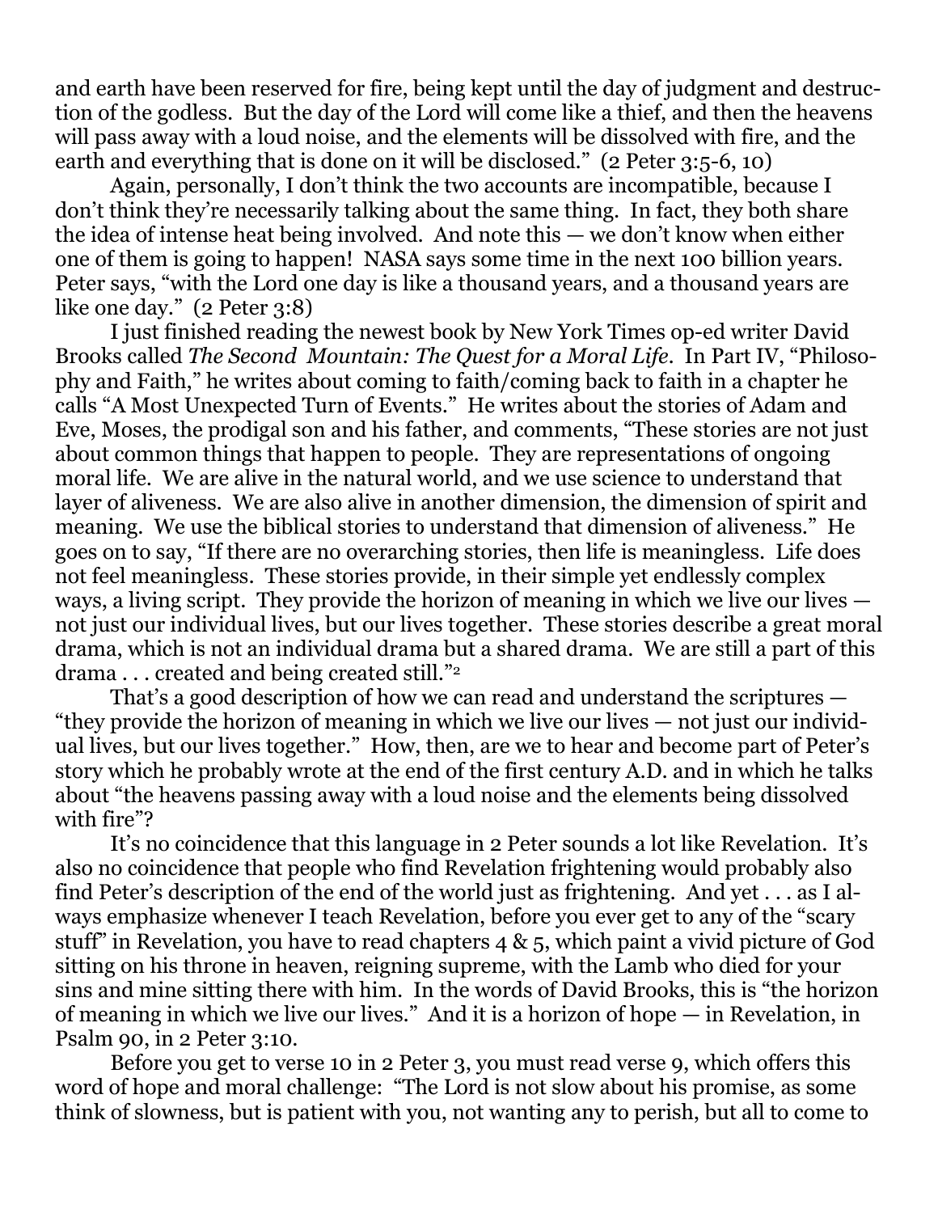and earth have been reserved for fire, being kept until the day of judgment and destruction of the godless. But the day of the Lord will come like a thief, and then the heavens will pass away with a loud noise, and the elements will be dissolved with fire, and the earth and everything that is done on it will be disclosed." (2 Peter 3:5-6, 10)

Again, personally, I don't think the two accounts are incompatible, because I don't think they're necessarily talking about the same thing. In fact, they both share the idea of intense heat being involved. And note this — we don't know when either one of them is going to happen! NASA says some time in the next 100 billion years. Peter says, "with the Lord one day is like a thousand years, and a thousand years are like one day." (2 Peter 3:8)

I just finished reading the newest book by New York Times op-ed writer David Brooks called *The Second Mountain: The Quest for a Moral Life*. In Part IV, "Philosophy and Faith," he writes about coming to faith/coming back to faith in a chapter he calls "A Most Unexpected Turn of Events." He writes about the stories of Adam and Eve, Moses, the prodigal son and his father, and comments, "These stories are not just about common things that happen to people. They are representations of ongoing moral life. We are alive in the natural world, and we use science to understand that layer of aliveness. We are also alive in another dimension, the dimension of spirit and meaning. We use the biblical stories to understand that dimension of aliveness." He goes on to say, "If there are no overarching stories, then life is meaningless. Life does not feel meaningless. These stories provide, in their simple yet endlessly complex ways, a living script. They provide the horizon of meaning in which we live our lives — not just our individual lives, but our lives together. These stories describe a great moral drama, which is not an individual drama but a shared drama. We are still a part of this drama . . . created and being created still."[2]

That's a good description of how we can read and understand the scriptures — "they provide the horizon of meaning in which we live our lives — not just our individual lives, but our lives together." How, then, are we to hear and become part of Peter's story which he probably wrote at the end of the first century A.D. and in which he talks about "the heavens passing away with a loud noise and the elements being dissolved with fire"?

It's no coincidence that this language in 2 Peter sounds a lot like Revelation. It's also no coincidence that people who find Revelation frightening would probably also find Peter's description of the end of the world just as frightening. And yet . . . as I always emphasize whenever I teach Revelation, before you ever get to any of the "scary stuff" in Revelation, you have to read chapters 4 & 5, which paint a vivid picture of God sitting on his throne in heaven, reigning supreme, with the Lamb who died for your sins and mine sitting there with him. In the words of David Brooks, this is "the horizon of meaning in which we live our lives." And it is a horizon of hope — in Revelation, in Psalm 90, in 2 Peter 3:10.

Before you get to verse 10 in 2 Peter 3, you must read verse 9, which offers this word of hope and moral challenge: "The Lord is not slow about his promise, as some think of slowness, but is patient with you, not wanting any to perish, but all to come to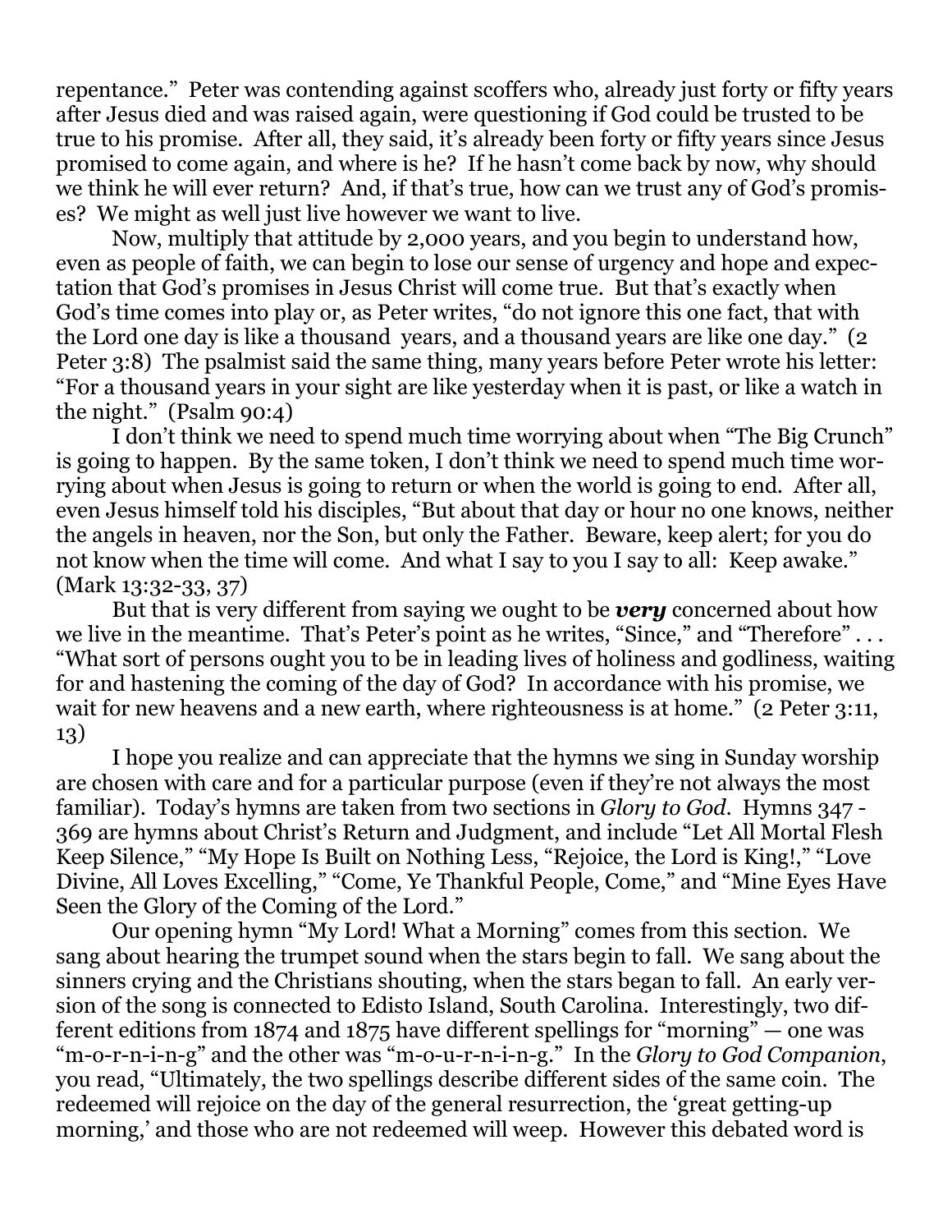repentance." Peter was contending against scoffers who, already just forty or fifty years after Jesus died and was raised again, were questioning if God could be trusted to be true to his promise. After all, they said, it's already been forty or fifty years since Jesus promised to come again, and where is he? If he hasn't come back by now, why should we think he will ever return? And, if that's true, how can we trust any of God's promises? We might as well just live however we want to live.

Now, multiply that attitude by 2,000 years, and you begin to understand how, even as people of faith, we can begin to lose our sense of urgency and hope and expectation that God's promises in Jesus Christ will come true. But that's exactly when God's time comes into play or, as Peter writes, "do not ignore this one fact, that with the Lord one day is like a thousand years, and a thousand years are like one day." (2 Peter 3:8) The psalmist said the same thing, many years before Peter wrote his letter: "For a thousand years in your sight are like yesterday when it is past, or like a watch in the night." (Psalm 90:4)

I don't think we need to spend much time worrying about when "The Big Crunch" is going to happen. By the same token, I don't think we need to spend much time worrying about when Jesus is going to return or when the world is going to end. After all, even Jesus himself told his disciples, "But about that day or hour no one knows, neither the angels in heaven, nor the Son, but only the Father. Beware, keep alert; for you do not know when the time will come. And what I say to you I say to all: Keep awake." (Mark 13:32-33, 37)

But that is very different from saying we ought to be ***very*** concerned about how we live in the meantime. That's Peter's point as he writes, "Since," and "Therefore" . . . "What sort of persons ought you to be in leading lives of holiness and godliness, waiting for and hastening the coming of the day of God? In accordance with his promise, we wait for new heavens and a new earth, where righteousness is at home." (2 Peter 3:11, 13)

I hope you realize and can appreciate that the hymns we sing in Sunday worship are chosen with care and for a particular purpose (even if they're not always the most familiar). Today's hymns are taken from two sections in *Glory to God*. Hymns 347 - 369 are hymns about Christ's Return and Judgment, and include "Let All Mortal Flesh Keep Silence," "My Hope Is Built on Nothing Less, "Rejoice, the Lord is King!," "Love Divine, All Loves Excelling," "Come, Ye Thankful People, Come," and "Mine Eyes Have Seen the Glory of the Coming of the Lord."

Our opening hymn "My Lord! What a Morning" comes from this section. We sang about hearing the trumpet sound when the stars begin to fall. We sang about the sinners crying and the Christians shouting, when the stars began to fall. An early version of the song is connected to Edisto Island, South Carolina. Interestingly, two different editions from 1874 and 1875 have different spellings for "morning" — one was "m-o-r-n-i-n-g" and the other was "m-o-u-r-n-i-n-g." In the *Glory to God Companion*, you read, "Ultimately, the two spellings describe different sides of the same coin. The redeemed will rejoice on the day of the general resurrection, the 'great getting-up morning,' and those who are not redeemed will weep. However this debated word is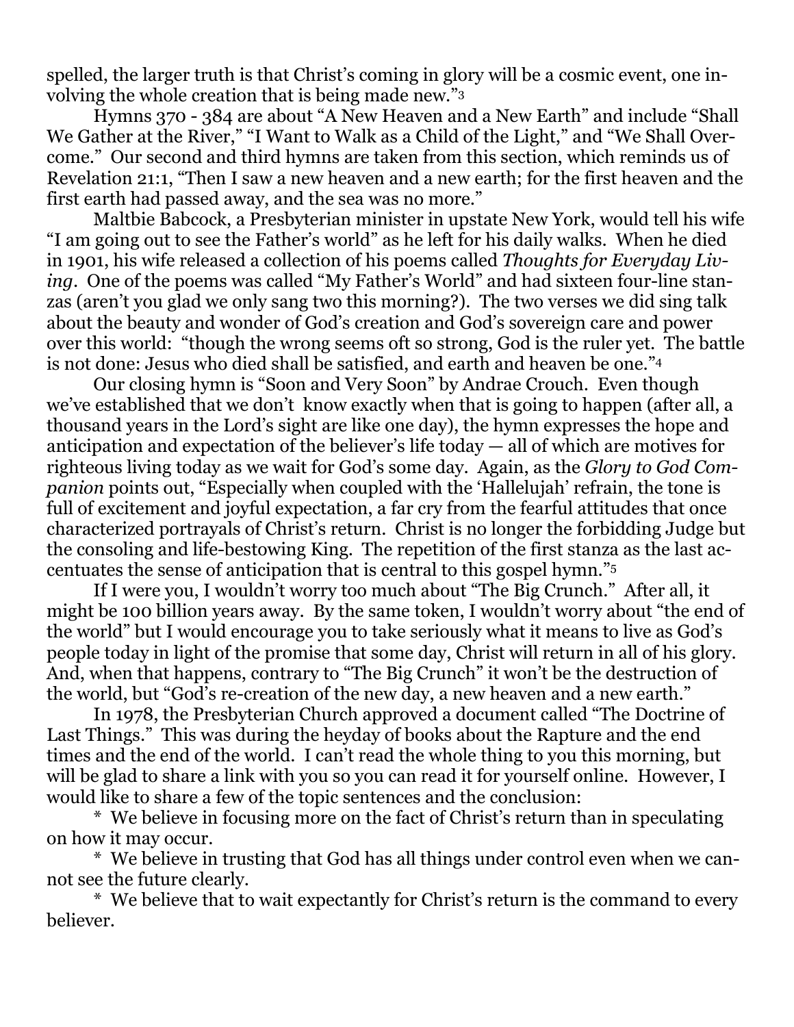spelled, the larger truth is that Christ's coming in glory will be a cosmic event, one involving the whole creation that is being made new."[3]

Hymns 370 - 384 are about "A New Heaven and a New Earth" and include "Shall We Gather at the River," "I Want to Walk as a Child of the Light," and "We Shall Overcome." Our second and third hymns are taken from this section, which reminds us of Revelation 21:1, "Then I saw a new heaven and a new earth; for the first heaven and the first earth had passed away, and the sea was no more."

Maltbie Babcock, a Presbyterian minister in upstate New York, would tell his wife "I am going out to see the Father's world" as he left for his daily walks. When he died in 1901, his wife released a collection of his poems called *Thoughts for Everyday Living*. One of the poems was called "My Father's World" and had sixteen four-line stanzas (aren't you glad we only sang two this morning?). The two verses we did sing talk about the beauty and wonder of God's creation and God's sovereign care and power over this world: "though the wrong seems oft so strong, God is the ruler yet. The battle is not done: Jesus who died shall be satisfied, and earth and heaven be one."[4]

Our closing hymn is "Soon and Very Soon" by Andrae Crouch. Even though we've established that we don't know exactly when that is going to happen (after all, a thousand years in the Lord's sight are like one day), the hymn expresses the hope and anticipation and expectation of the believer's life today — all of which are motives for righteous living today as we wait for God's some day. Again, as the *Glory to God Companion* points out, "Especially when coupled with the 'Hallelujah' refrain, the tone is full of excitement and joyful expectation, a far cry from the fearful attitudes that once characterized portrayals of Christ's return. Christ is no longer the forbidding Judge but the consoling and life-bestowing King. The repetition of the first stanza as the last accentuates the sense of anticipation that is central to this gospel hymn."[5]

If I were you, I wouldn't worry too much about "The Big Crunch." After all, it might be 100 billion years away. By the same token, I wouldn't worry about "the end of the world" but I would encourage you to take seriously what it means to live as God's people today in light of the promise that some day, Christ will return in all of his glory. And, when that happens, contrary to "The Big Crunch" it won't be the destruction of the world, but "God's re-creation of the new day, a new heaven and a new earth."

In 1978, the Presbyterian Church approved a document called "The Doctrine of Last Things." This was during the heyday of books about the Rapture and the end times and the end of the world. I can't read the whole thing to you this morning, but will be glad to share a link with you so you can read it for yourself online. However, I would like to share a few of the topic sentences and the conclusion:

* We believe in focusing more on the fact of Christ's return than in speculating on how it may occur.

* We believe in trusting that God has all things under control even when we cannot see the future clearly.

* We believe that to wait expectantly for Christ's return is the command to every believer.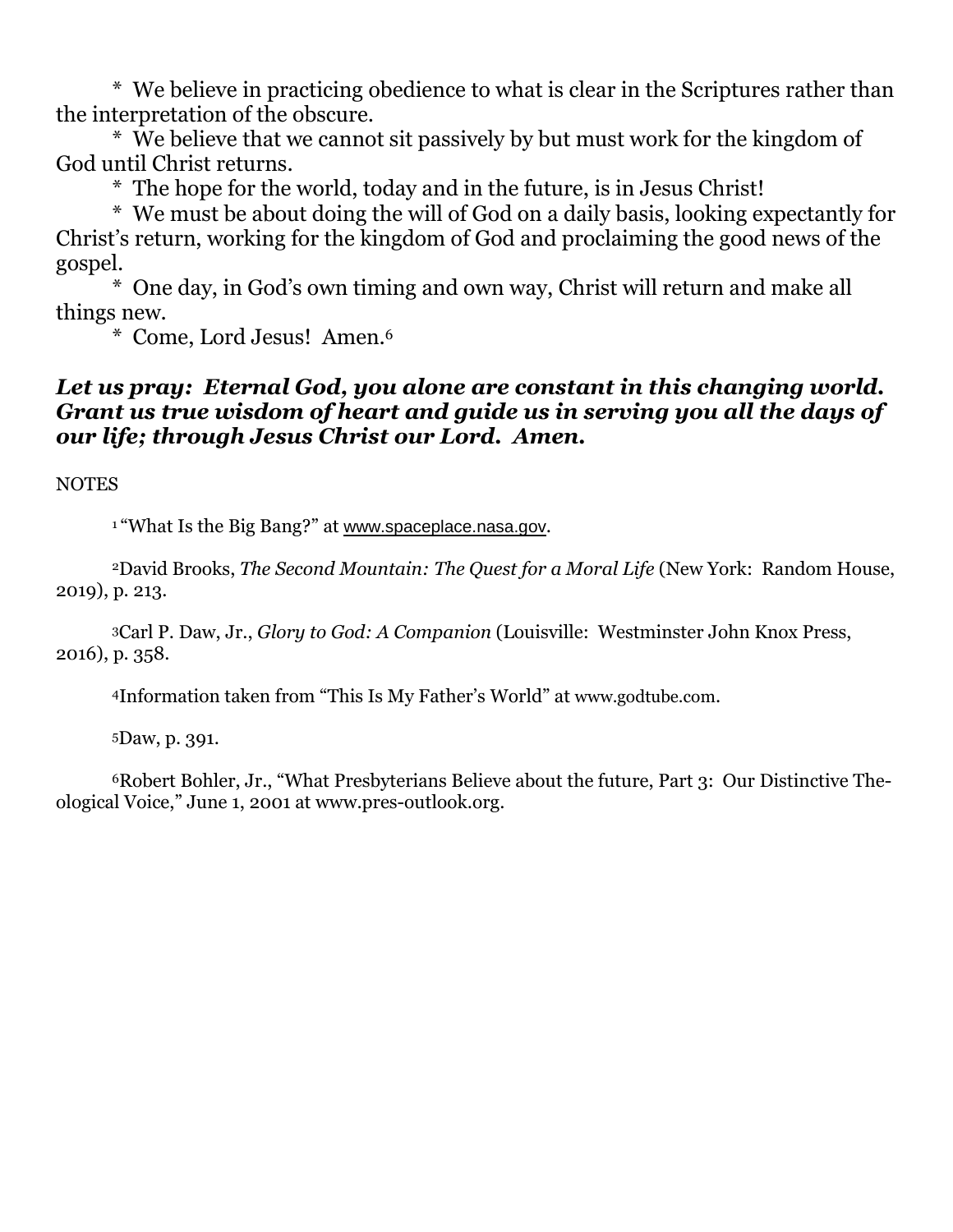\* We believe in practicing obedience to what is clear in the Scriptures rather than the interpretation of the obscure.

\* We believe that we cannot sit passively by but must work for the kingdom of God until Christ returns.

\* The hope for the world, today and in the future, is in Jesus Christ!

\* We must be about doing the will of God on a daily basis, looking expectantly for Christ's return, working for the kingdom of God and proclaiming the good news of the gospel.

\* One day, in God's own timing and own way, Christ will return and make all things new.

\* Come, Lord Jesus! Amen.[6]

***Let us pray: Eternal God, you alone are constant in this changing world. Grant us true wisdom of heart and guide us in serving you all the days of our life; through Jesus Christ our Lord. Amen.***

NOTES

[1] "What Is the Big Bang?" at www.spaceplace.nasa.gov.

[2] David Brooks, *The Second Mountain: The Quest for a Moral Life* (New York: Random House, 2019), p. 213.

[3] Carl P. Daw, Jr., *Glory to God: A Companion* (Louisville: Westminster John Knox Press, 2016), p. 358.

[4] Information taken from "This Is My Father's World" at www.godtube.com.

[5] Daw, p. 391.

[6] Robert Bohler, Jr., "What Presbyterians Believe about the future, Part 3: Our Distinctive Theological Voice," June 1, 2001 at www.pres-outlook.org.